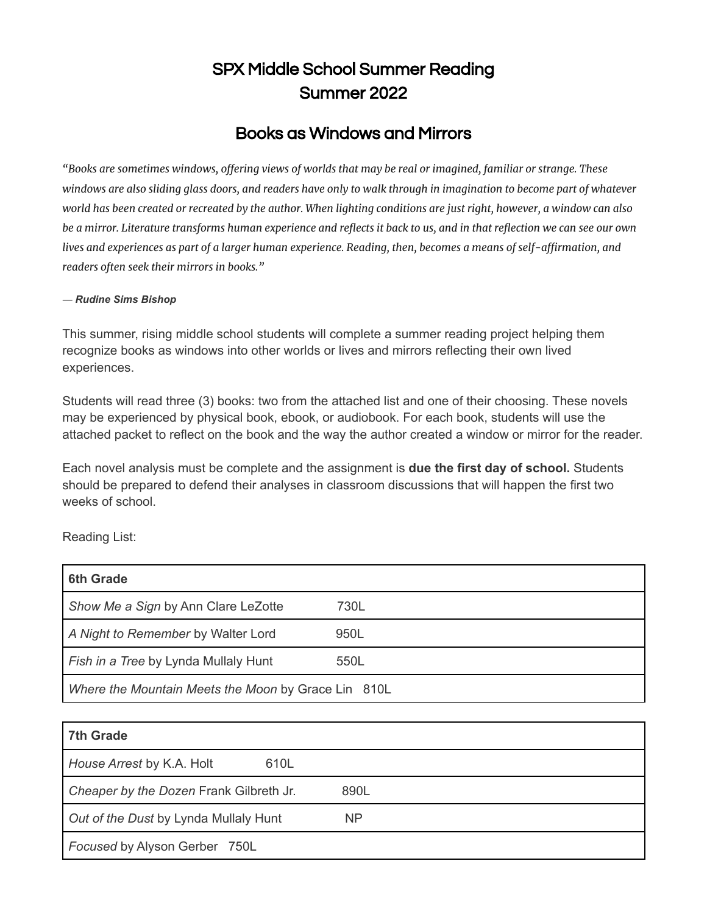# SPX Middle School Summer Reading
# Summer 2022

## Books as Windows and Mirrors

*"Books are sometimes windows, offering views of worlds that may be real or imagined, familiar or strange. These windows are also sliding glass doors, and readers have only to walk through in imagination to become part of whatever world has been created or recreated by the author. When lighting conditions are just right, however, a window can also be a mirror. Literature transforms human experience and reflects it back to us, and in that reflection we can see our own lives and experiences as part of a larger human experience. Reading, then, becomes a means of self-affirmation, and readers often seek their mirrors in books."*

***— Rudine Sims Bishop***

This summer, rising middle school students will complete a summer reading project helping them recognize books as windows into other worlds or lives and mirrors reflecting their own lived experiences.

Students will read three (3) books: two from the attached list and one of their choosing. These novels may be experienced by physical book, ebook, or audiobook. For each book, students will use the attached packet to reflect on the book and the way the author created a window or mirror for the reader.

Each novel analysis must be complete and the assignment is **due the first day of school.** Students should be prepared to defend their analyses in classroom discussions that will happen the first two weeks of school.

Reading List:

| **6th Grade** |
| --- |
| *Show Me a Sign* by Ann Clare LeZotte 730L |
| *A Night to Remember* by Walter Lord 950L |
| *Fish in a Tree* by Lynda Mullaly Hunt 550L |
| *Where the Mountain Meets the Moon* by Grace Lin 810L |

| **7th Grade** |
| --- |
| *House Arrest* by K.A. Holt 610L |
| *Cheaper by the Dozen* Frank Gilbreth Jr. 890L |
| *Out of the Dust* by Lynda Mullaly Hunt NP |
| *Focused* by Alyson Gerber 750L |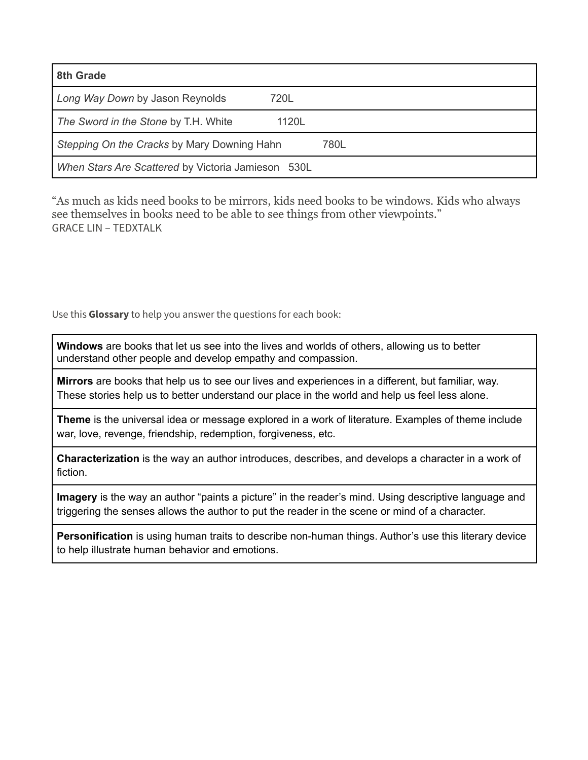| 8th Grade |
|---|
| *Long Way Down* by Jason Reynolds 720L |
| *The Sword in the Stone* by T.H. White 1120L |
| *Stepping On the Cracks* by Mary Downing Hahn 780L |
| *When Stars Are Scattered* by Victoria Jamieson 530L |

"As much as kids need books to be mirrors, kids need books to be windows. Kids who always see themselves in books need to be able to see things from other viewpoints."
GRACE LIN – TEDXTALK

Use this **Glossary** to help you answer the questions for each book:

| |
|---|
| **Windows** are books that let us see into the lives and worlds of others, allowing us to better understand other people and develop empathy and compassion. |
| **Mirrors** are books that help us to see our lives and experiences in a different, but familiar, way. These stories help us to better understand our place in the world and help us feel less alone. |
| **Theme** is the universal idea or message explored in a work of literature. Examples of theme include war, love, revenge, friendship, redemption, forgiveness, etc. |
| **Characterization** is the way an author introduces, describes, and develops a character in a work of fiction. |
| **Imagery** is the way an author "paints a picture" in the reader's mind. Using descriptive language and triggering the senses allows the author to put the reader in the scene or mind of a character. |
| **Personification** is using human traits to describe non-human things. Author's use this literary device to help illustrate human behavior and emotions. |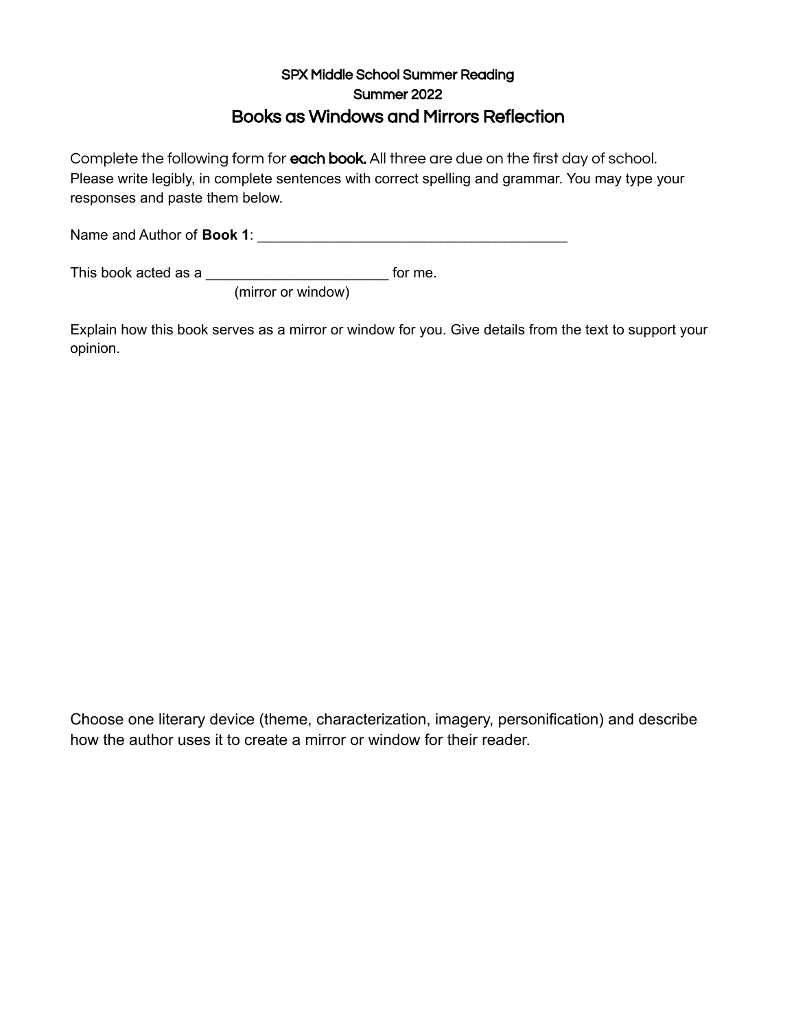SPX Middle School Summer Reading

Summer 2022

## Books as Windows and Mirrors Reflection

Complete the following form for **each book.** All three are due on the first day of school. Please write legibly, in complete sentences with correct spelling and grammar. You may type your responses and paste them below.

Name and Author of **Book 1**: ________________________________________

This book acted as a ________________________ for me.
(mirror or window)

Explain how this book serves as a mirror or window for you. Give details from the text to support your opinion.

Choose one literary device (theme, characterization, imagery, personification) and describe how the author uses it to create a mirror or window for their reader.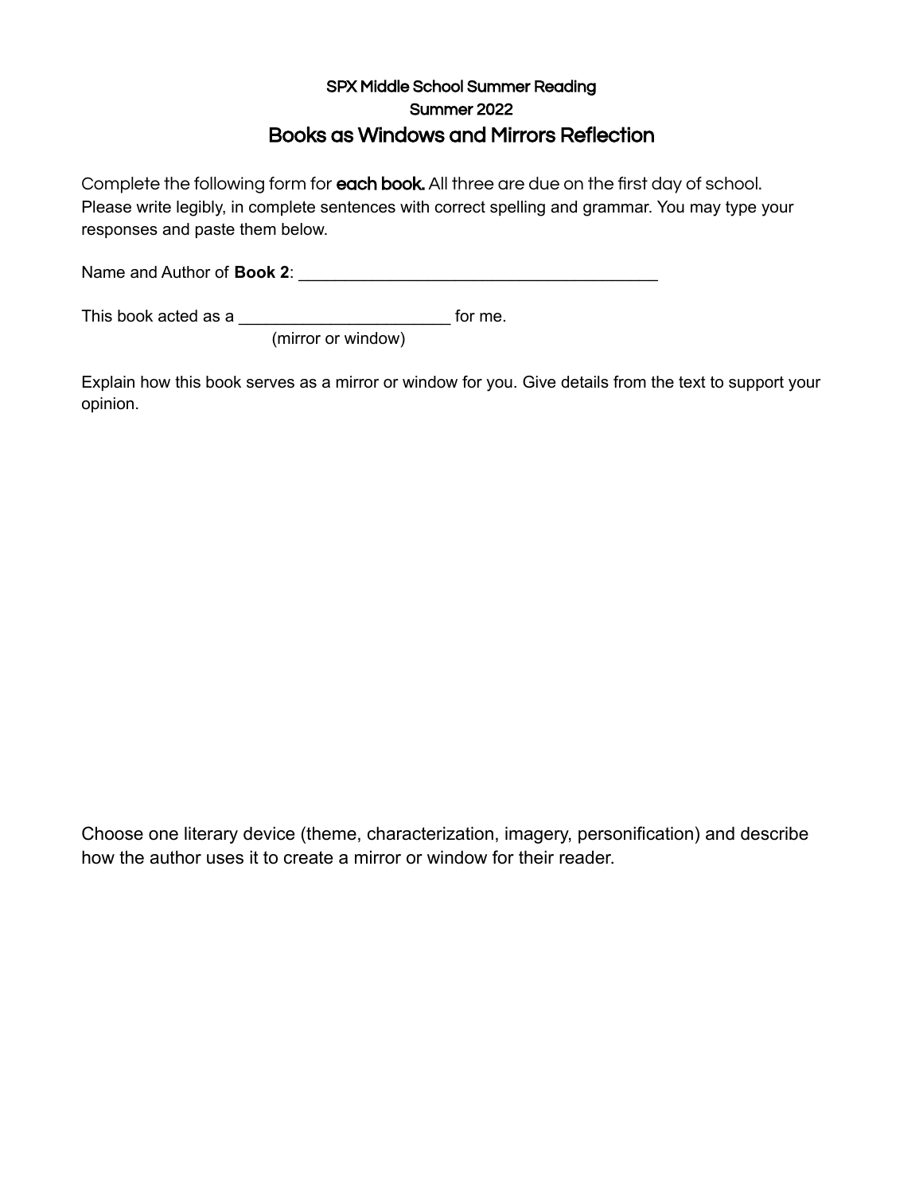SPX Middle School Summer Reading

Summer 2022

## Books as Windows and Mirrors Reflection

Complete the following form for **each book.** All three are due on the first day of school. Please write legibly, in complete sentences with correct spelling and grammar. You may type your responses and paste them below.

Name and Author of **Book 2**: ________________________________________

This book acted as a ________________________ for me.
(mirror or window)

Explain how this book serves as a mirror or window for you. Give details from the text to support your opinion.

Choose one literary device (theme, characterization, imagery, personification) and describe how the author uses it to create a mirror or window for their reader.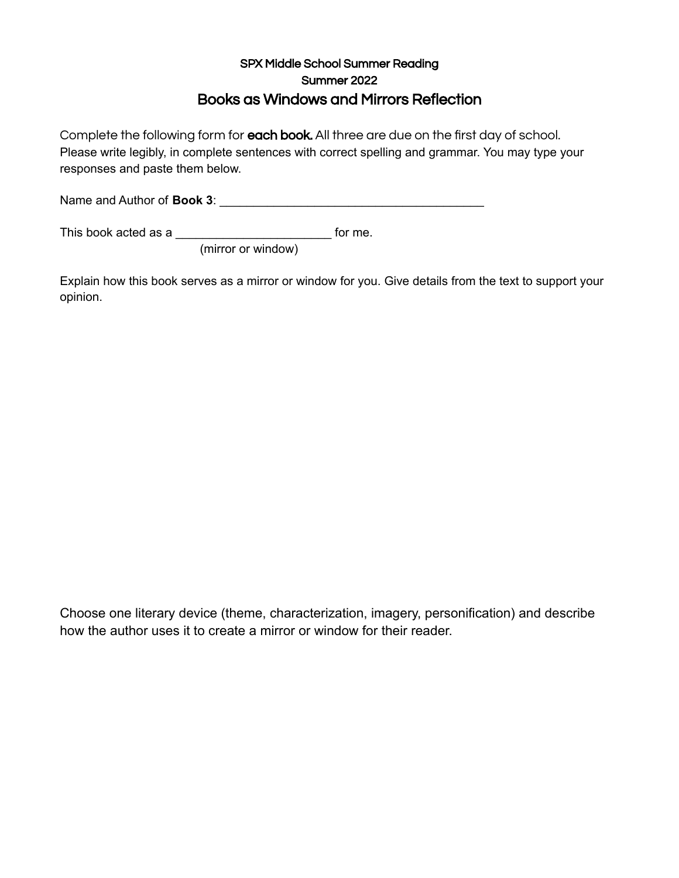SPX Middle School Summer Reading
Summer 2022

## Books as Windows and Mirrors Reflection

Complete the following form for **each book.** All three are due on the first day of school. Please write legibly, in complete sentences with correct spelling and grammar. You may type your responses and paste them below.

Name and Author of **Book 3**: ________________________________________

This book acted as a ________________________ for me.
(mirror or window)

Explain how this book serves as a mirror or window for you. Give details from the text to support your opinion.

Choose one literary device (theme, characterization, imagery, personification) and describe how the author uses it to create a mirror or window for their reader.